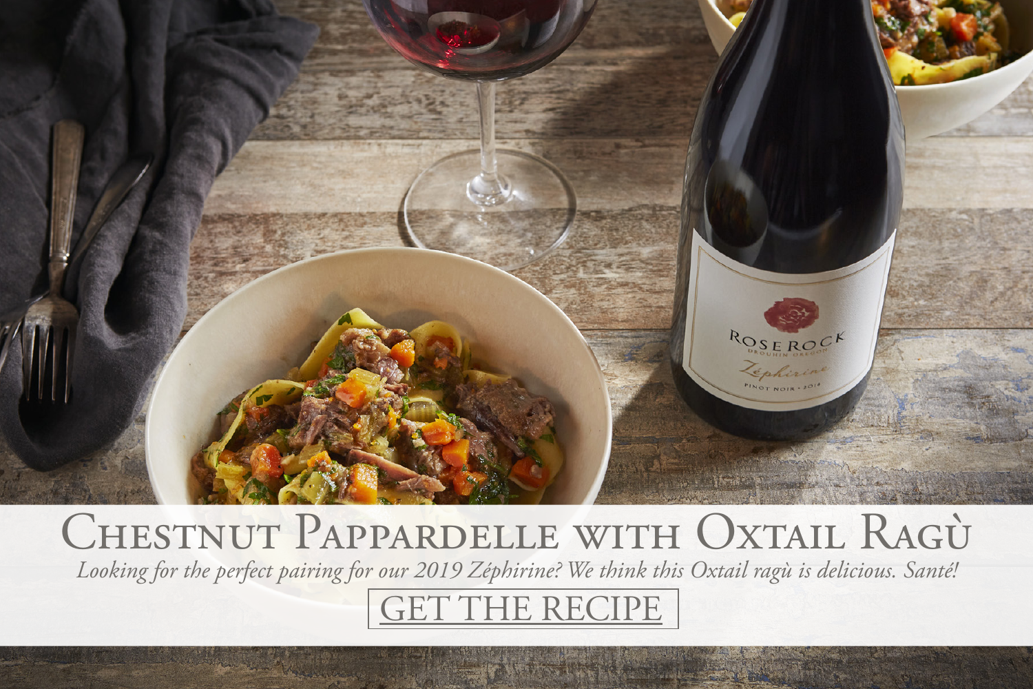# Chestnut Pappardelle with Oxtail Ragù

*Looking for the perfect pairing for our 2019 Zéphirine? We think this Oxtail ragù is delicious. Santé!*

GET THE RECIPE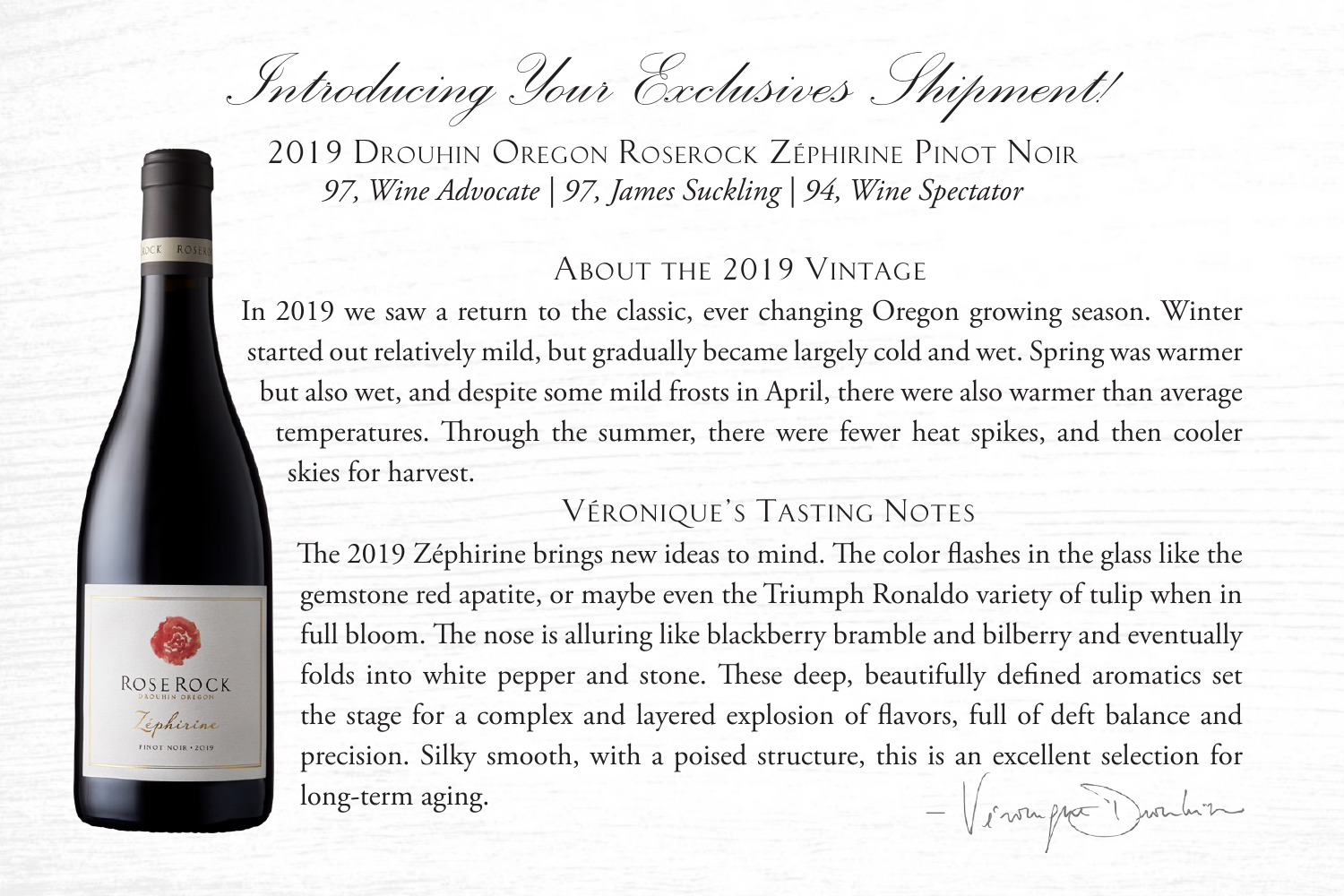# *Introducing Your Exclusives Shipment!*

## 2019 Drouhin Oregon Roserock Zéphirine Pinot Noir

*97, Wine Advocate | 97, James Suckling | 94, Wine Spectator*

### About the 2019 Vintage

In 2019 we saw a return to the classic, ever changing Oregon growing season. Winter started out relatively mild, but gradually became largely cold and wet. Spring was warmer but also wet, and despite some mild frosts in April, there were also warmer than average temperatures. Through the summer, there were fewer heat spikes, and then cooler skies for harvest.

### Véronique's Tasting Notes

The 2019 Zéphirine brings new ideas to mind. The color flashes in the glass like the gemstone red apatite, or maybe even the Triumph Ronaldo variety of tulip when in full bloom. The nose is alluring like blackberry bramble and bilberry and eventually folds into white pepper and stone. These deep, beautifully defined aromatics set the stage for a complex and layered explosion of flavors, full of deft balance and precision. Silky smooth, with a poised structure, this is an excellent selection for long-term aging.

— Véronique Drouhin